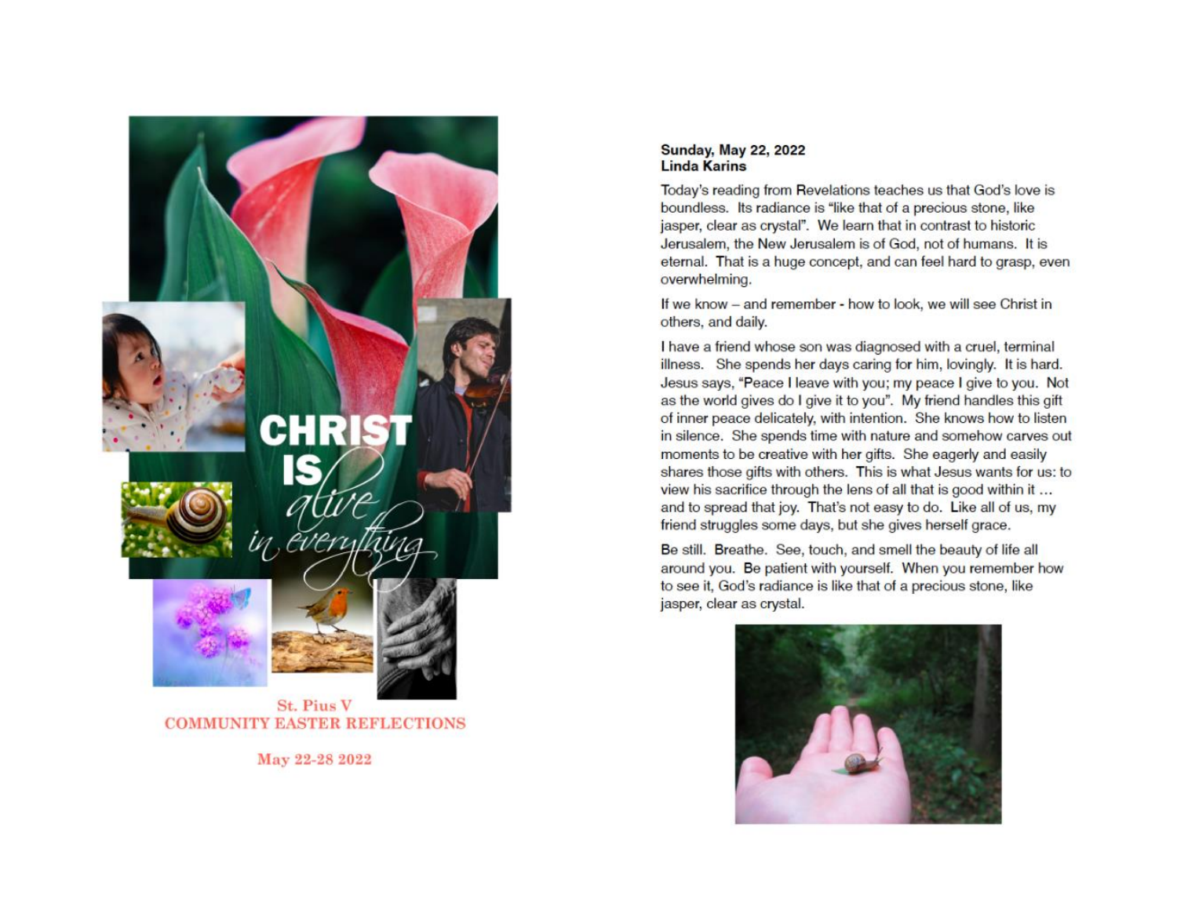CHRIST IS *alive in everything*

St. Pius V
COMMUNITY EASTER REFLECTIONS

May 22-28 2022

**Sunday, May 22, 2022**
**Linda Karins**

Today's reading from Revelations teaches us that God's love is boundless. Its radiance is "like that of a precious stone, like jasper, clear as crystal". We learn that in contrast to historic Jerusalem, the New Jerusalem is of God, not of humans. It is eternal. That is a huge concept, and can feel hard to grasp, even overwhelming.

If we know – and remember - how to look, we will see Christ in others, and daily.

I have a friend whose son was diagnosed with a cruel, terminal illness. She spends her days caring for him, lovingly. It is hard. Jesus says, "Peace I leave with you; my peace I give to you. Not as the world gives do I give it to you". My friend handles this gift of inner peace delicately, with intention. She knows how to listen in silence. She spends time with nature and somehow carves out moments to be creative with her gifts. She eagerly and easily shares those gifts with others. This is what Jesus wants for us: to view his sacrifice through the lens of all that is good within it … and to spread that joy. That's not easy to do. Like all of us, my friend struggles some days, but she gives herself grace.

Be still. Breathe. See, touch, and smell the beauty of life all around you. Be patient with yourself. When you remember how to see it, God's radiance is like that of a precious stone, like jasper, clear as crystal.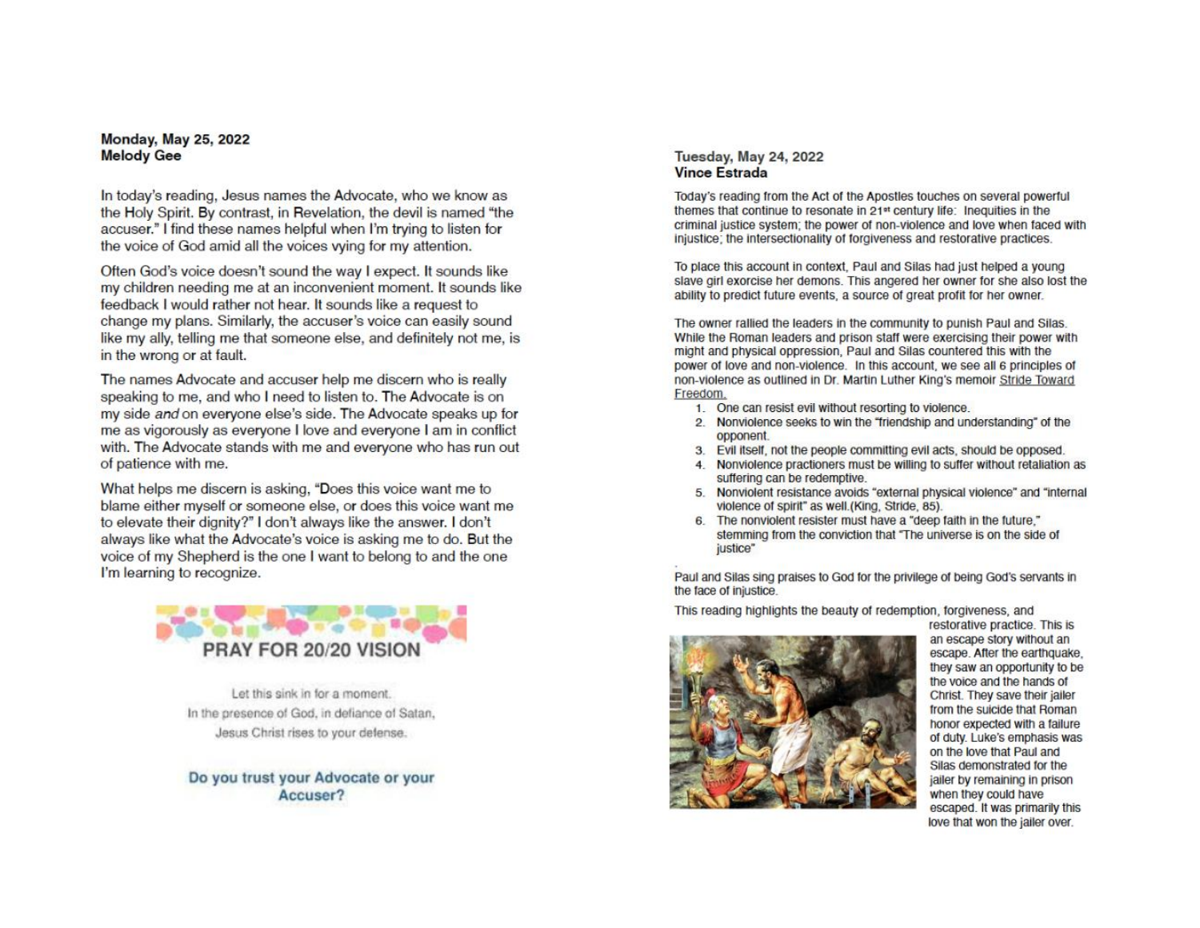**Monday, May 25, 2022**
**Melody Gee**

In today's reading, Jesus names the Advocate, who we know as the Holy Spirit. By contrast, in Revelation, the devil is named "the accuser." I find these names helpful when I'm trying to listen for the voice of God amid all the voices vying for my attention.

Often God's voice doesn't sound the way I expect. It sounds like my children needing me at an inconvenient moment. It sounds like feedback I would rather not hear. It sounds like a request to change my plans. Similarly, the accuser's voice can easily sound like my ally, telling me that someone else, and definitely not me, is in the wrong or at fault.

The names Advocate and accuser help me discern who is really speaking to me, and who I need to listen to. The Advocate is on my side *and* on everyone else's side. The Advocate speaks up for me as vigorously as everyone I love and everyone I am in conflict with. The Advocate stands with me and everyone who has run out of patience with me.

What helps me discern is asking, "Does this voice want me to blame either myself or someone else, or does this voice want me to elevate their dignity?" I don't always like the answer. I don't always like what the Advocate's voice is asking me to do. But the voice of my Shepherd is the one I want to belong to and the one I'm learning to recognize.

**PRAY FOR 20/20 VISION**

Let this sink in for a moment.
In the presence of God, in defiance of Satan,
Jesus Christ rises to your defense.

**Do you trust your Advocate or your Accuser?**

**Tuesday, May 24, 2022**
**Vince Estrada**

Today's reading from the Act of the Apostles touches on several powerful themes that continue to resonate in 21st century life: Inequities in the criminal justice system; the power of non-violence and love when faced with injustice; the intersectionality of forgiveness and restorative practices.

To place this account in context, Paul and Silas had just helped a young slave girl exorcise her demons. This angered her owner for she also lost the ability to predict future events, a source of great profit for her owner.

The owner rallied the leaders in the community to punish Paul and Silas. While the Roman leaders and prison staff were exercising their power with might and physical oppression, Paul and Silas countered this with the power of love and non-violence. In this account, we see all 6 principles of non-violence as outlined in Dr. Martin Luther King's memoir Stride Toward Freedom.

1. One can resist evil without resorting to violence.
2. Nonviolence seeks to win the "friendship and understanding" of the opponent.
3. Evil itself, not the people committing evil acts, should be opposed.
4. Nonviolence practioners must be willing to suffer without retaliation as suffering can be redemptive.
5. Nonviolent resistance avoids "external physical violence" and "internal violence of spirit" as well.(King, Stride, 85).
6. The nonviolent resister must have a "deep faith in the future," stemming from the conviction that "The universe is on the side of justice"

Paul and Silas sing praises to God for the privilege of being God's servants in the face of injustice.

This reading highlights the beauty of redemption, forgiveness, and restorative practice. This is an escape story without an escape. After the earthquake, they saw an opportunity to be the voice and the hands of Christ. They save their jailer from the suicide that Roman honor expected with a failure of duty. Luke's emphasis was on the love that Paul and Silas demonstrated for the jailer by remaining in prison when they could have escaped. It was primarily this love that won the jailer over.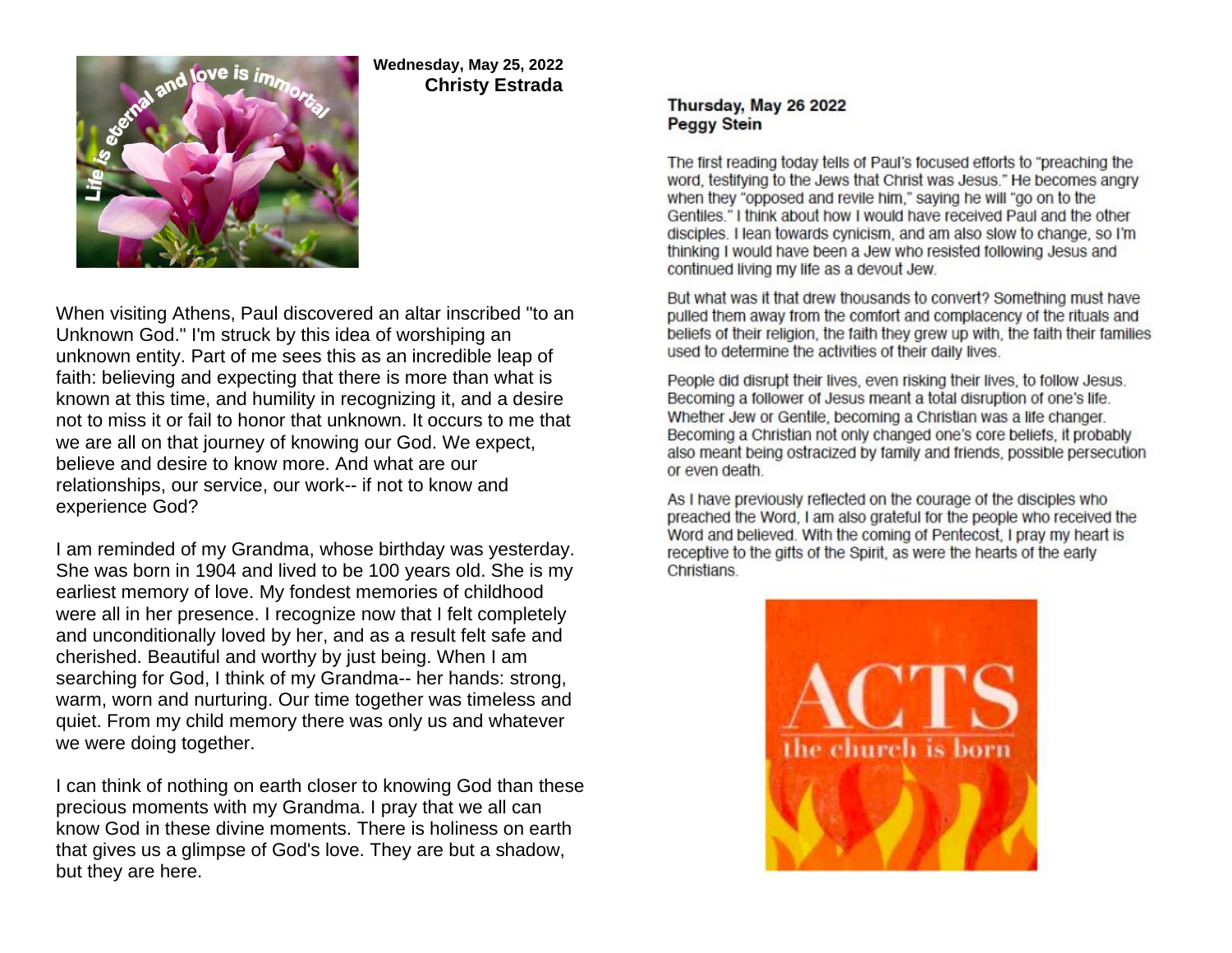**Wednesday, May 25, 2022**
**Christy Estrada**

When visiting Athens, Paul discovered an altar inscribed "to an Unknown God." I'm struck by this idea of worshiping an unknown entity. Part of me sees this as an incredible leap of faith: believing and expecting that there is more than what is known at this time, and humility in recognizing it, and a desire not to miss it or fail to honor that unknown. It occurs to me that we are all on that journey of knowing our God. We expect, believe and desire to know more. And what are our relationships, our service, our work-- if not to know and experience God?

I am reminded of my Grandma, whose birthday was yesterday. She was born in 1904 and lived to be 100 years old. She is my earliest memory of love. My fondest memories of childhood were all in her presence. I recognize now that I felt completely and unconditionally loved by her, and as a result felt safe and cherished. Beautiful and worthy by just being. When I am searching for God, I think of my Grandma-- her hands: strong, warm, worn and nurturing. Our time together was timeless and quiet. From my child memory there was only us and whatever we were doing together.

I can think of nothing on earth closer to knowing God than these precious moments with my Grandma. I pray that we all can know God in these divine moments. There is holiness on earth that gives us a glimpse of God's love. They are but a shadow, but they are here.

**Thursday, May 26 2022**
**Peggy Stein**

The first reading today tells of Paul's focused efforts to "preaching the word, testifying to the Jews that Christ was Jesus." He becomes angry when they "opposed and revile him," saying he will "go on to the Gentiles." I think about how I would have received Paul and the other disciples. I lean towards cynicism, and am also slow to change, so I'm thinking I would have been a Jew who resisted following Jesus and continued living my life as a devout Jew.

But what was it that drew thousands to convert? Something must have pulled them away from the comfort and complacency of the rituals and beliefs of their religion, the faith they grew up with, the faith their families used to determine the activities of their daily lives.

People did disrupt their lives, even risking their lives, to follow Jesus. Becoming a follower of Jesus meant a total disruption of one's life. Whether Jew or Gentile, becoming a Christian was a life changer. Becoming a Christian not only changed one's core beliefs, it probably also meant being ostracized by family and friends, possible persecution or even death.

As I have previously reflected on the courage of the disciples who preached the Word, I am also grateful for the people who received the Word and believed. With the coming of Pentecost, I pray my heart is receptive to the gifts of the Spirit, as were the hearts of the early Christians.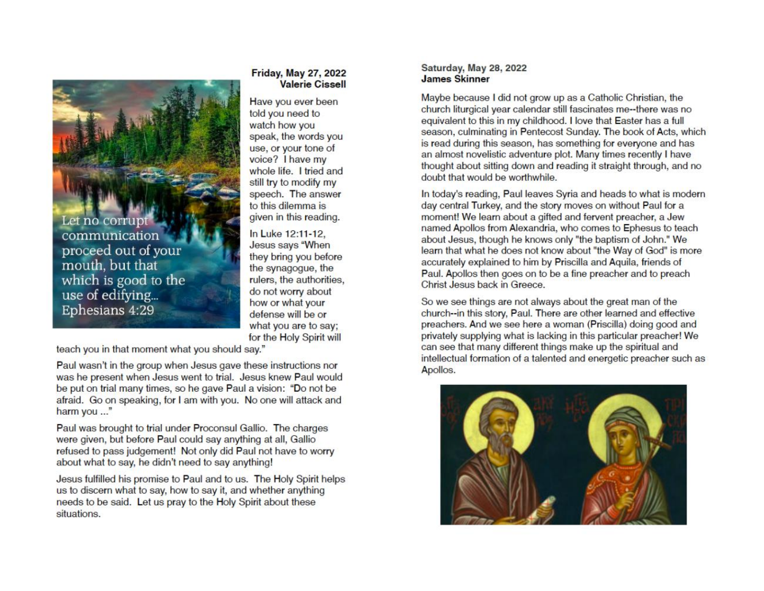**Friday, May 27, 2022**
**Valerie Cissell**

Let no corrupt communication proceed out of your mouth, but that which is good to the use of edifying... Ephesians 4:29

Have you ever been told you need to watch how you speak, the words you use, or your tone of voice? I have my whole life. I tried and still try to modify my speech. The answer to this dilemma is given in this reading.

In Luke 12:11-12, Jesus says "When they bring you before the synagogue, the rulers, the authorities, do not worry about how or what your defense will be or what you are to say; for the Holy Spirit will teach you in that moment what you should say."

Paul wasn't in the group when Jesus gave these instructions nor was he present when Jesus went to trial. Jesus knew Paul would be put on trial many times, so he gave Paul a vision: "Do not be afraid. Go on speaking, for I am with you. No one will attack and harm you ..."

Paul was brought to trial under Proconsul Gallio. The charges were given, but before Paul could say anything at all, Gallio refused to pass judgement! Not only did Paul not have to worry about what to say, he didn't need to say anything!

Jesus fulfilled his promise to Paul and to us. The Holy Spirit helps us to discern what to say, how to say it, and whether anything needs to be said. Let us pray to the Holy Spirit about these situations.

**Saturday, May 28, 2022**
**James Skinner**

Maybe because I did not grow up as a Catholic Christian, the church liturgical year calendar still fascinates me--there was no equivalent to this in my childhood. I love that Easter has a full season, culminating in Pentecost Sunday. The book of Acts, which is read during this season, has something for everyone and has an almost novelistic adventure plot. Many times recently I have thought about sitting down and reading it straight through, and no doubt that would be worthwhile.

In today's reading, Paul leaves Syria and heads to what is modern day central Turkey, and the story moves on without Paul for a moment! We learn about a gifted and fervent preacher, a Jew named Apollos from Alexandria, who comes to Ephesus to teach about Jesus, though he knows only "the baptism of John." We learn that what he does not know about "the Way of God" is more accurately explained to him by Priscilla and Aquila, friends of Paul. Apollos then goes on to be a fine preacher and to preach Christ Jesus back in Greece.

So we see things are not always about the great man of the church--in this story, Paul. There are other learned and effective preachers. And we see here a woman (Priscilla) doing good and privately supplying what is lacking in this particular preacher! We can see that many different things make up the spiritual and intellectual formation of a talented and energetic preacher such as Apollos.